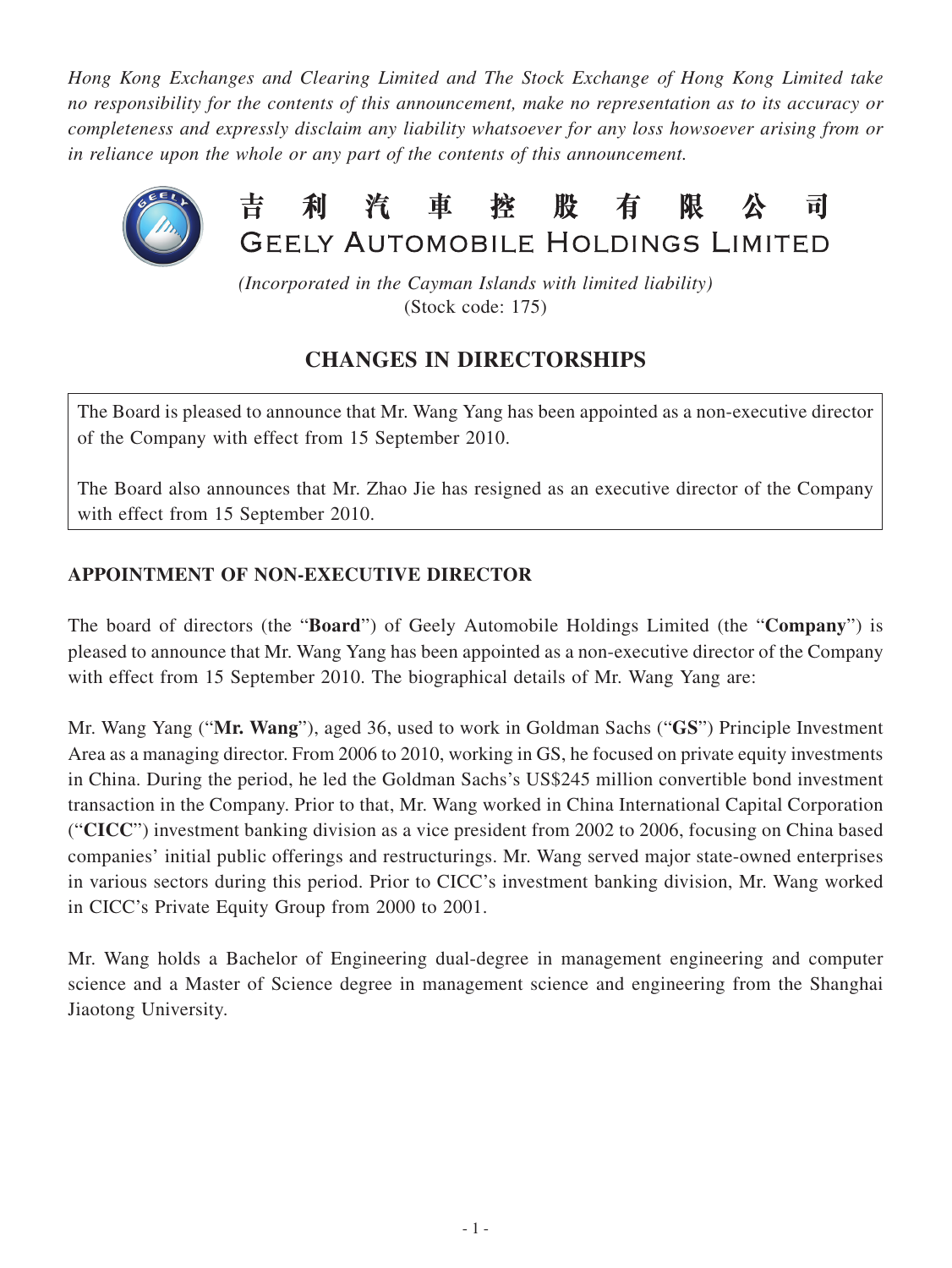*Hong Kong Exchanges and Clearing Limited and The Stock Exchange of Hong Kong Limited take no responsibility for the contents of this announcement, make no representation as to its accuracy or completeness and expressly disclaim any liability whatsoever for any loss howsoever arising from or in reliance upon the whole or any part of the contents of this announcement.*

# 吉利汽車控股有限公司
# GEELY AUTOMOBILE HOLDINGS LIMITED

*(Incorporated in the Cayman Islands with limited liability)*
(Stock code: 175)

## CHANGES IN DIRECTORSHIPS

The Board is pleased to announce that Mr. Wang Yang has been appointed as a non-executive director of the Company with effect from 15 September 2010.

The Board also announces that Mr. Zhao Jie has resigned as an executive director of the Company with effect from 15 September 2010.

### APPOINTMENT OF NON-EXECUTIVE DIRECTOR

The board of directors (the "**Board**") of Geely Automobile Holdings Limited (the "**Company**") is pleased to announce that Mr. Wang Yang has been appointed as a non-executive director of the Company with effect from 15 September 2010. The biographical details of Mr. Wang Yang are:

Mr. Wang Yang ("**Mr. Wang**"), aged 36, used to work in Goldman Sachs ("**GS**") Principle Investment Area as a managing director. From 2006 to 2010, working in GS, he focused on private equity investments in China. During the period, he led the Goldman Sachs's US$245 million convertible bond investment transaction in the Company. Prior to that, Mr. Wang worked in China International Capital Corporation ("**CICC**") investment banking division as a vice president from 2002 to 2006, focusing on China based companies' initial public offerings and restructurings. Mr. Wang served major state-owned enterprises in various sectors during this period. Prior to CICC's investment banking division, Mr. Wang worked in CICC's Private Equity Group from 2000 to 2001.

Mr. Wang holds a Bachelor of Engineering dual-degree in management engineering and computer science and a Master of Science degree in management science and engineering from the Shanghai Jiaotong University.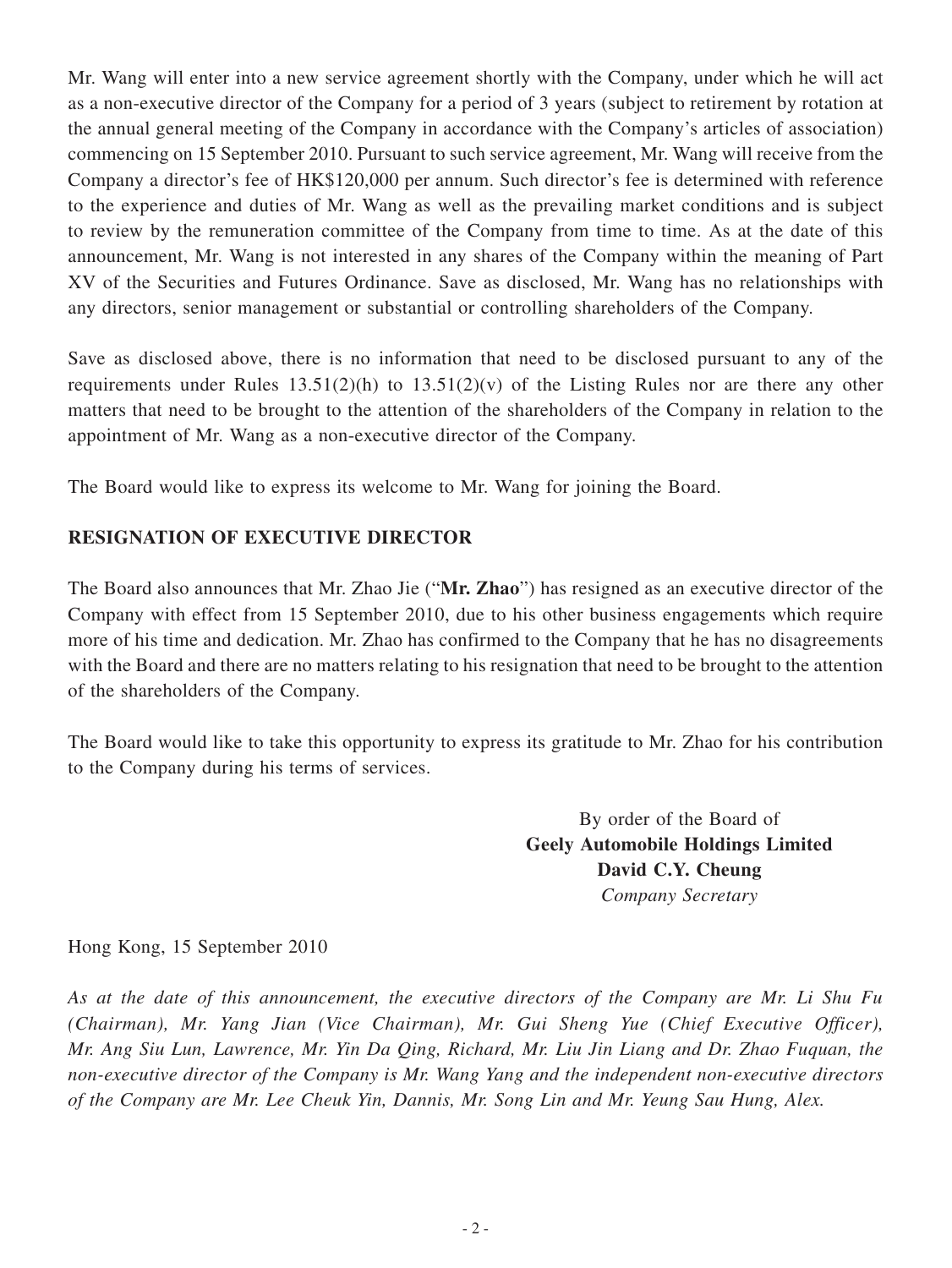Mr. Wang will enter into a new service agreement shortly with the Company, under which he will act as a non-executive director of the Company for a period of 3 years (subject to retirement by rotation at the annual general meeting of the Company in accordance with the Company's articles of association) commencing on 15 September 2010. Pursuant to such service agreement, Mr. Wang will receive from the Company a director's fee of HK$120,000 per annum. Such director's fee is determined with reference to the experience and duties of Mr. Wang as well as the prevailing market conditions and is subject to review by the remuneration committee of the Company from time to time. As at the date of this announcement, Mr. Wang is not interested in any shares of the Company within the meaning of Part XV of the Securities and Futures Ordinance. Save as disclosed, Mr. Wang has no relationships with any directors, senior management or substantial or controlling shareholders of the Company.

Save as disclosed above, there is no information that need to be disclosed pursuant to any of the requirements under Rules 13.51(2)(h) to 13.51(2)(v) of the Listing Rules nor are there any other matters that need to be brought to the attention of the shareholders of the Company in relation to the appointment of Mr. Wang as a non-executive director of the Company.

The Board would like to express its welcome to Mr. Wang for joining the Board.

## RESIGNATION OF EXECUTIVE DIRECTOR

The Board also announces that Mr. Zhao Jie ("**Mr. Zhao**") has resigned as an executive director of the Company with effect from 15 September 2010, due to his other business engagements which require more of his time and dedication. Mr. Zhao has confirmed to the Company that he has no disagreements with the Board and there are no matters relating to his resignation that need to be brought to the attention of the shareholders of the Company.

The Board would like to take this opportunity to express its gratitude to Mr. Zhao for his contribution to the Company during his terms of services.

By order of the Board of
**Geely Automobile Holdings Limited**
**David C.Y. Cheung**
*Company Secretary*

Hong Kong, 15 September 2010

*As at the date of this announcement, the executive directors of the Company are Mr. Li Shu Fu (Chairman), Mr. Yang Jian (Vice Chairman), Mr. Gui Sheng Yue (Chief Executive Officer), Mr. Ang Siu Lun, Lawrence, Mr. Yin Da Qing, Richard, Mr. Liu Jin Liang and Dr. Zhao Fuquan, the non-executive director of the Company is Mr. Wang Yang and the independent non-executive directors of the Company are Mr. Lee Cheuk Yin, Dannis, Mr. Song Lin and Mr. Yeung Sau Hung, Alex.*